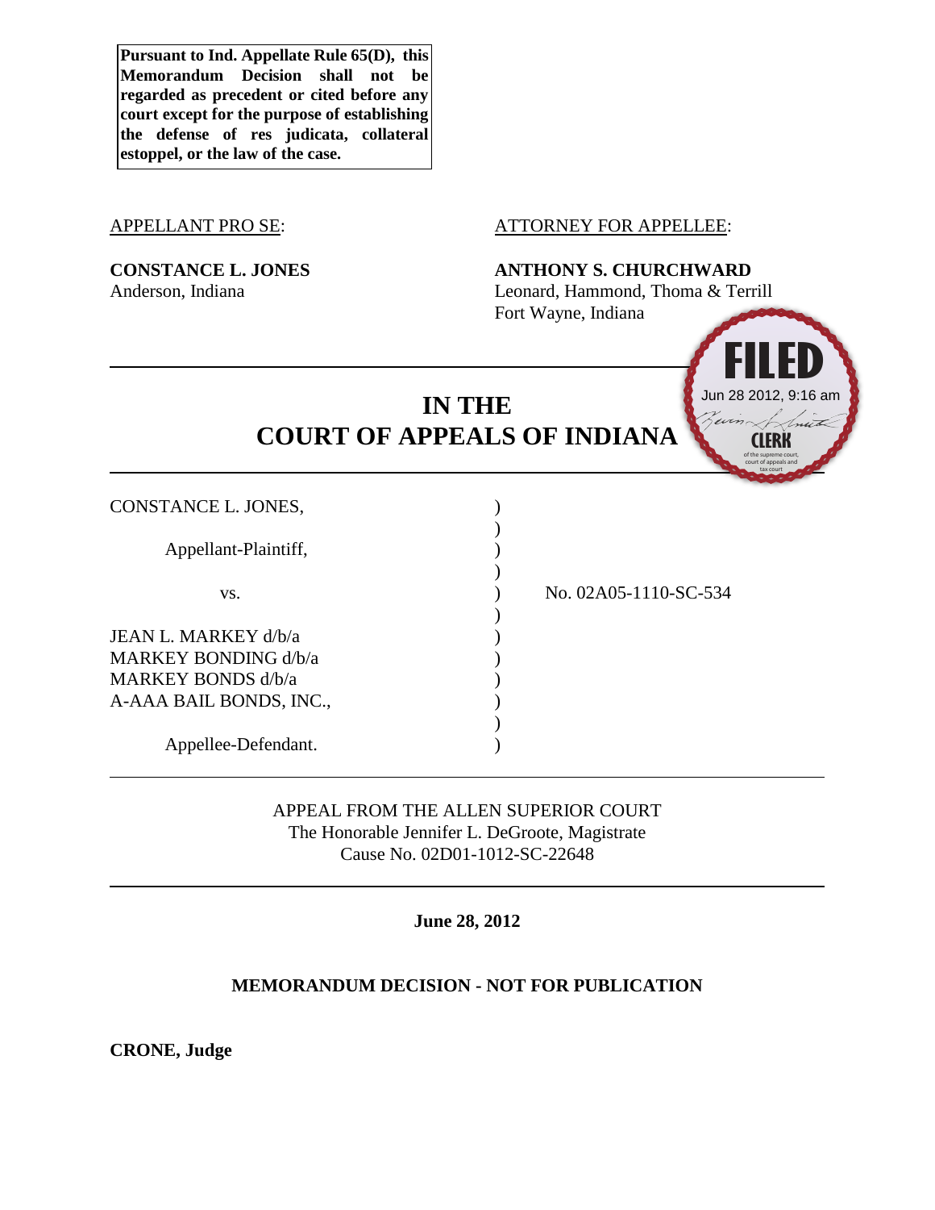**Pursuant to Ind. Appellate Rule 65(D), this Memorandum Decision shall not be regarded as precedent or cited before any court except for the purpose of establishing the defense of res judicata, collateral estoppel, or the law of the case.**

APPELLANT PRO SE:

**CONSTANCE L. JONES**
Anderson, Indiana

ATTORNEY FOR APPELLEE:

**ANTHONY S. CHURCHWARD**
Leonard, Hammond, Thoma & Terrill
Fort Wayne, Indiana

FILED
Jun 28 2012, 9:16 am
CLERK of the supreme court, court of appeals and tax court

# IN THE COURT OF APPEALS OF INDIANA

CONSTANCE L. JONES,

Appellant-Plaintiff,

vs.

JEAN L. MARKEY d/b/a MARKEY BONDING d/b/a MARKEY BONDS d/b/a A-AAA BAIL BONDS, INC.,

Appellee-Defendant.

No. 02A05-1110-SC-534

APPEAL FROM THE ALLEN SUPERIOR COURT
The Honorable Jennifer L. DeGroote, Magistrate
Cause No. 02D01-1012-SC-22648

**June 28, 2012**

**MEMORANDUM DECISION - NOT FOR PUBLICATION**

**CRONE, Judge**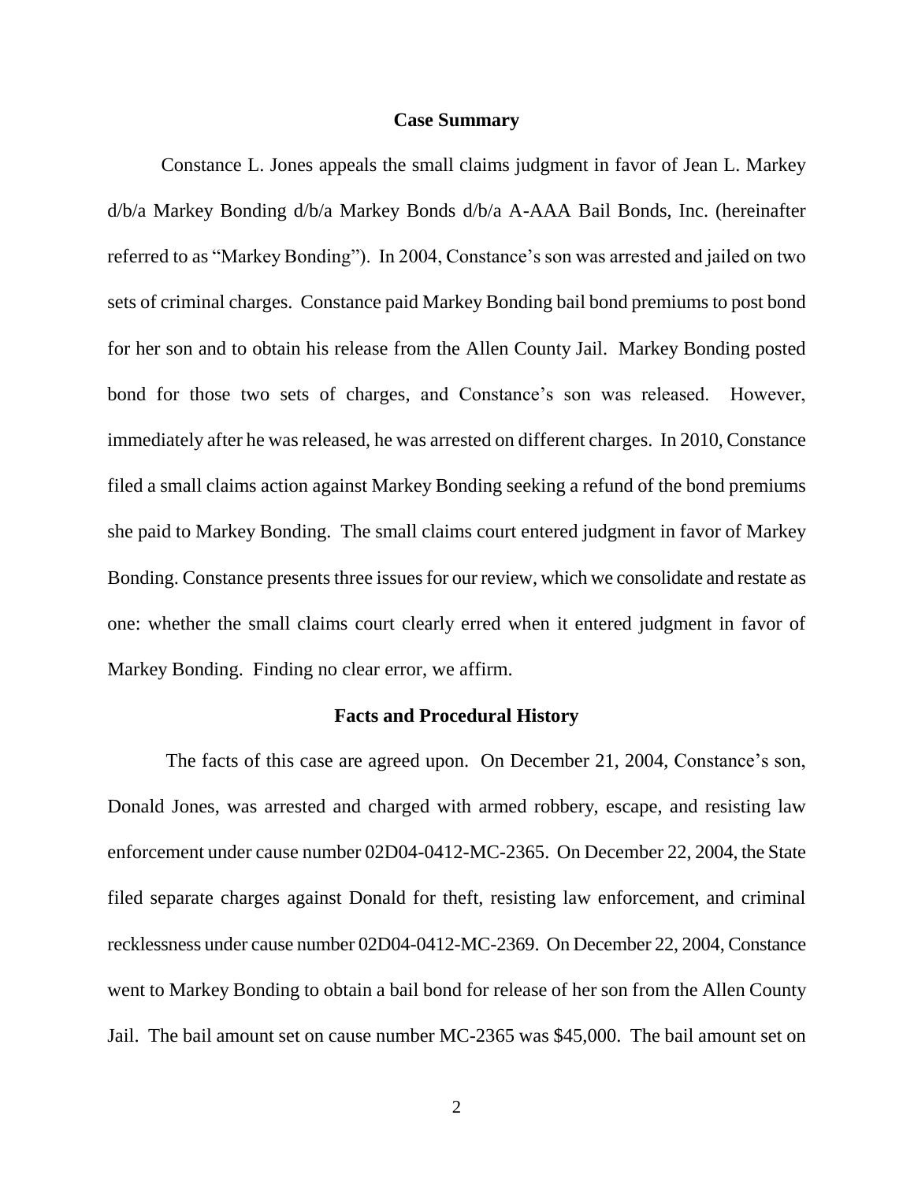## Case Summary

Constance L. Jones appeals the small claims judgment in favor of Jean L. Markey d/b/a Markey Bonding d/b/a Markey Bonds d/b/a A-AAA Bail Bonds, Inc. (hereinafter referred to as "Markey Bonding"). In 2004, Constance's son was arrested and jailed on two sets of criminal charges. Constance paid Markey Bonding bail bond premiums to post bond for her son and to obtain his release from the Allen County Jail. Markey Bonding posted bond for those two sets of charges, and Constance's son was released. However, immediately after he was released, he was arrested on different charges. In 2010, Constance filed a small claims action against Markey Bonding seeking a refund of the bond premiums she paid to Markey Bonding. The small claims court entered judgment in favor of Markey Bonding. Constance presents three issues for our review, which we consolidate and restate as one: whether the small claims court clearly erred when it entered judgment in favor of Markey Bonding. Finding no clear error, we affirm.

## Facts and Procedural History

The facts of this case are agreed upon. On December 21, 2004, Constance's son, Donald Jones, was arrested and charged with armed robbery, escape, and resisting law enforcement under cause number 02D04-0412-MC-2365. On December 22, 2004, the State filed separate charges against Donald for theft, resisting law enforcement, and criminal recklessness under cause number 02D04-0412-MC-2369. On December 22, 2004, Constance went to Markey Bonding to obtain a bail bond for release of her son from the Allen County Jail. The bail amount set on cause number MC-2365 was $45,000. The bail amount set on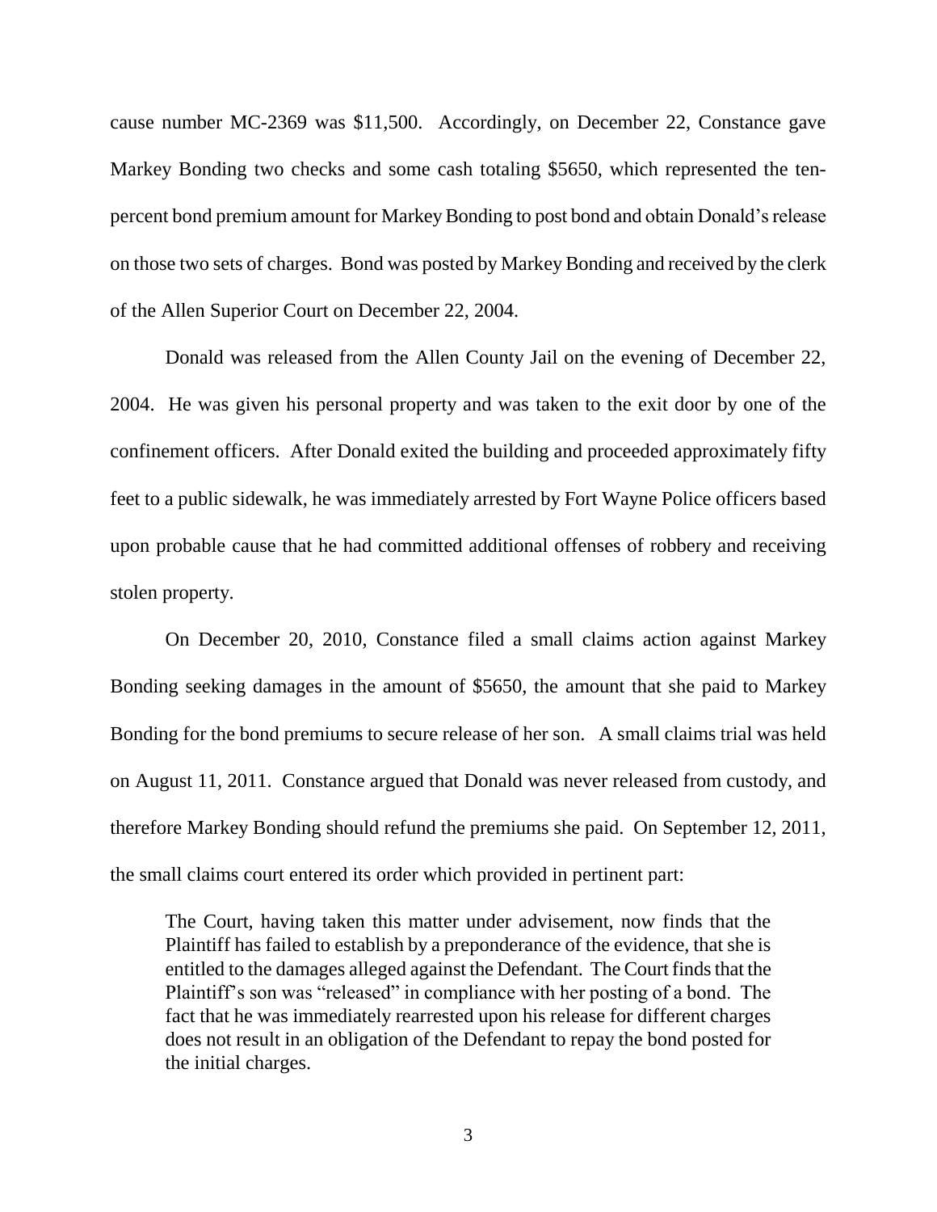cause number MC-2369 was $11,500. Accordingly, on December 22, Constance gave Markey Bonding two checks and some cash totaling $5650, which represented the ten-percent bond premium amount for Markey Bonding to post bond and obtain Donald's release on those two sets of charges. Bond was posted by Markey Bonding and received by the clerk of the Allen Superior Court on December 22, 2004.

Donald was released from the Allen County Jail on the evening of December 22, 2004. He was given his personal property and was taken to the exit door by one of the confinement officers. After Donald exited the building and proceeded approximately fifty feet to a public sidewalk, he was immediately arrested by Fort Wayne Police officers based upon probable cause that he had committed additional offenses of robbery and receiving stolen property.

On December 20, 2010, Constance filed a small claims action against Markey Bonding seeking damages in the amount of $5650, the amount that she paid to Markey Bonding for the bond premiums to secure release of her son. A small claims trial was held on August 11, 2011. Constance argued that Donald was never released from custody, and therefore Markey Bonding should refund the premiums she paid. On September 12, 2011, the small claims court entered its order which provided in pertinent part:

> The Court, having taken this matter under advisement, now finds that the Plaintiff has failed to establish by a preponderance of the evidence, that she is entitled to the damages alleged against the Defendant. The Court finds that the Plaintiff's son was "released" in compliance with her posting of a bond. The fact that he was immediately rearrested upon his release for different charges does not result in an obligation of the Defendant to repay the bond posted for the initial charges.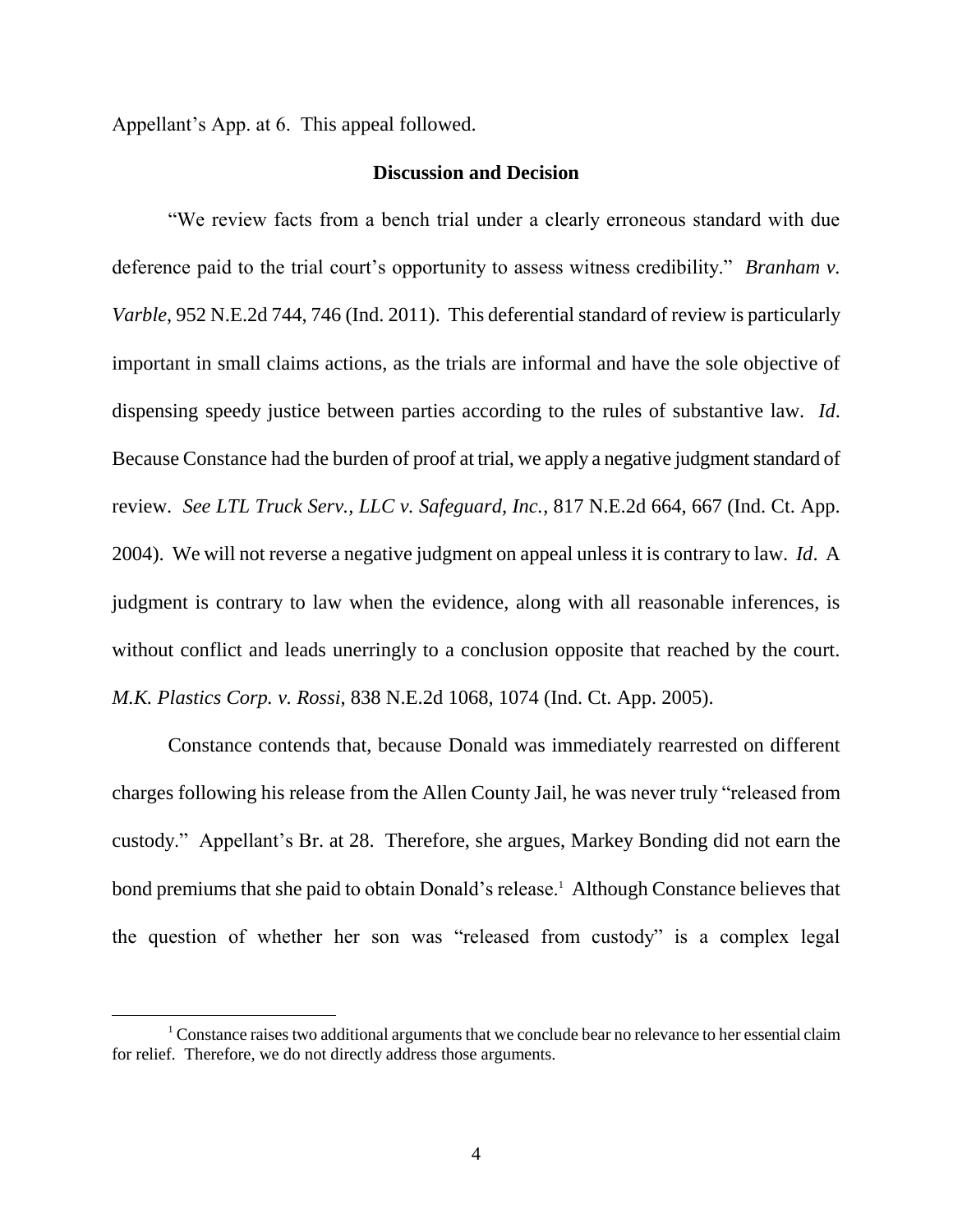Appellant's App. at 6. This appeal followed.

## Discussion and Decision

"We review facts from a bench trial under a clearly erroneous standard with due deference paid to the trial court's opportunity to assess witness credibility." *Branham v. Varble*, 952 N.E.2d 744, 746 (Ind. 2011). This deferential standard of review is particularly important in small claims actions, as the trials are informal and have the sole objective of dispensing speedy justice between parties according to the rules of substantive law. *Id*. Because Constance had the burden of proof at trial, we apply a negative judgment standard of review. *See LTL Truck Serv., LLC v. Safeguard, Inc.*, 817 N.E.2d 664, 667 (Ind. Ct. App. 2004). We will not reverse a negative judgment on appeal unless it is contrary to law. *Id*. A judgment is contrary to law when the evidence, along with all reasonable inferences, is without conflict and leads unerringly to a conclusion opposite that reached by the court. *M.K. Plastics Corp. v. Rossi*, 838 N.E.2d 1068, 1074 (Ind. Ct. App. 2005).

Constance contends that, because Donald was immediately rearrested on different charges following his release from the Allen County Jail, he was never truly "released from custody." Appellant's Br. at 28. Therefore, she argues, Markey Bonding did not earn the bond premiums that she paid to obtain Donald's release.[1] Although Constance believes that the question of whether her son was "released from custody" is a complex legal

[1] Constance raises two additional arguments that we conclude bear no relevance to her essential claim for relief. Therefore, we do not directly address those arguments.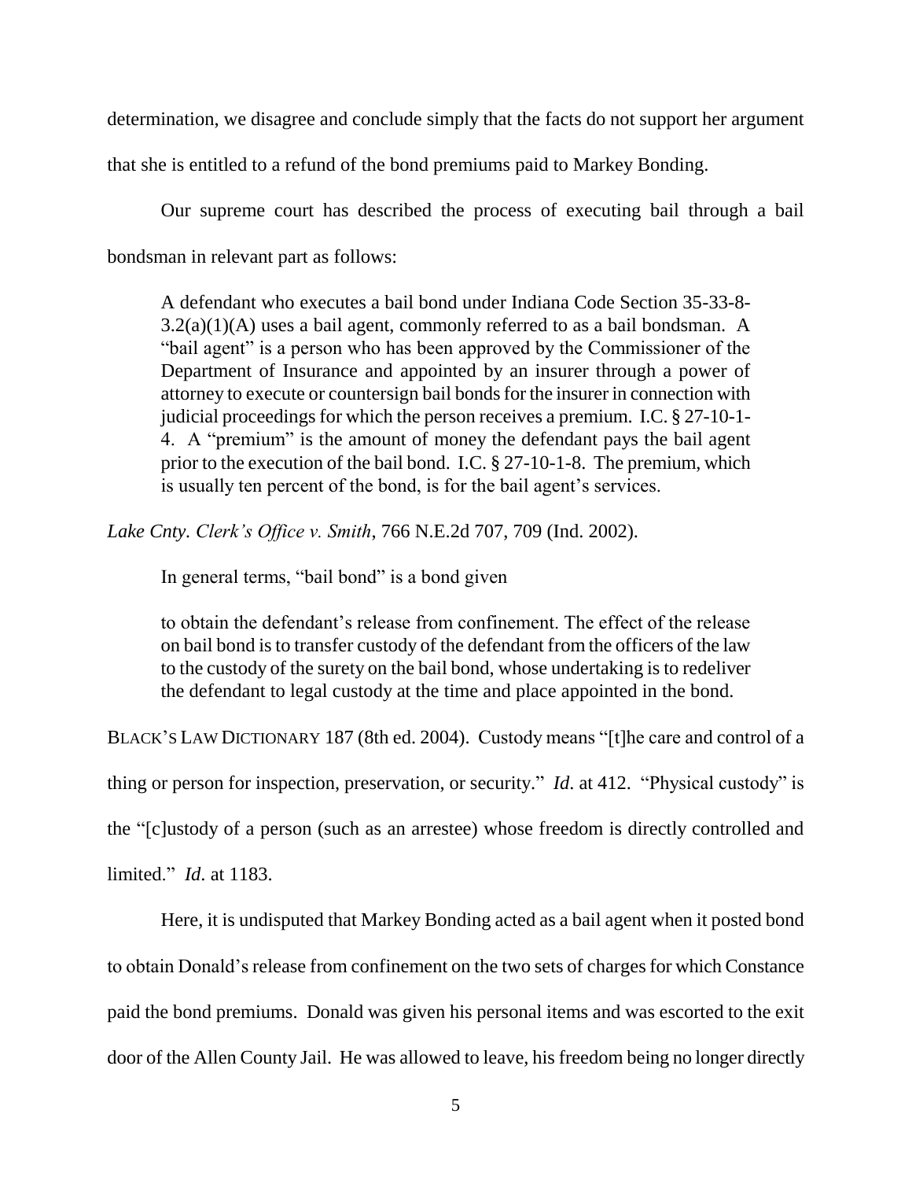determination, we disagree and conclude simply that the facts do not support her argument that she is entitled to a refund of the bond premiums paid to Markey Bonding.

Our supreme court has described the process of executing bail through a bail bondsman in relevant part as follows:

> A defendant who executes a bail bond under Indiana Code Section 35-33-8-3.2(a)(1)(A) uses a bail agent, commonly referred to as a bail bondsman. A "bail agent" is a person who has been approved by the Commissioner of the Department of Insurance and appointed by an insurer through a power of attorney to execute or countersign bail bonds for the insurer in connection with judicial proceedings for which the person receives a premium. I.C. § 27-10-1-4. A "premium" is the amount of money the defendant pays the bail agent prior to the execution of the bail bond. I.C. § 27-10-1-8. The premium, which is usually ten percent of the bond, is for the bail agent's services.

*Lake Cnty. Clerk's Office v. Smith*, 766 N.E.2d 707, 709 (Ind. 2002).

In general terms, "bail bond" is a bond given

> to obtain the defendant's release from confinement. The effect of the release on bail bond is to transfer custody of the defendant from the officers of the law to the custody of the surety on the bail bond, whose undertaking is to redeliver the defendant to legal custody at the time and place appointed in the bond.

BLACK'S LAW DICTIONARY 187 (8th ed. 2004). Custody means "[t]he care and control of a thing or person for inspection, preservation, or security." *Id*. at 412. "Physical custody" is the "[c]ustody of a person (such as an arrestee) whose freedom is directly controlled and limited." *Id*. at 1183.

Here, it is undisputed that Markey Bonding acted as a bail agent when it posted bond to obtain Donald's release from confinement on the two sets of charges for which Constance paid the bond premiums. Donald was given his personal items and was escorted to the exit door of the Allen County Jail. He was allowed to leave, his freedom being no longer directly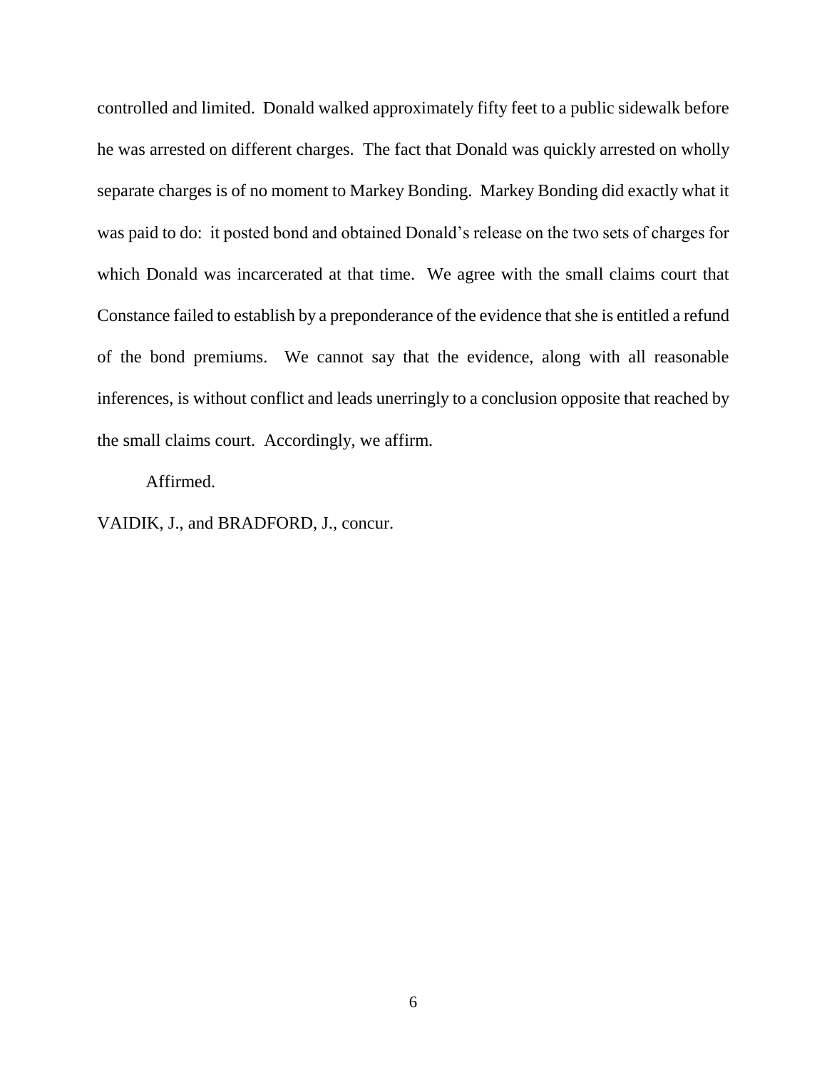controlled and limited. Donald walked approximately fifty feet to a public sidewalk before he was arrested on different charges. The fact that Donald was quickly arrested on wholly separate charges is of no moment to Markey Bonding. Markey Bonding did exactly what it was paid to do: it posted bond and obtained Donald's release on the two sets of charges for which Donald was incarcerated at that time. We agree with the small claims court that Constance failed to establish by a preponderance of the evidence that she is entitled a refund of the bond premiums. We cannot say that the evidence, along with all reasonable inferences, is without conflict and leads unerringly to a conclusion opposite that reached by the small claims court. Accordingly, we affirm.

Affirmed.

VAIDIK, J., and BRADFORD, J., concur.